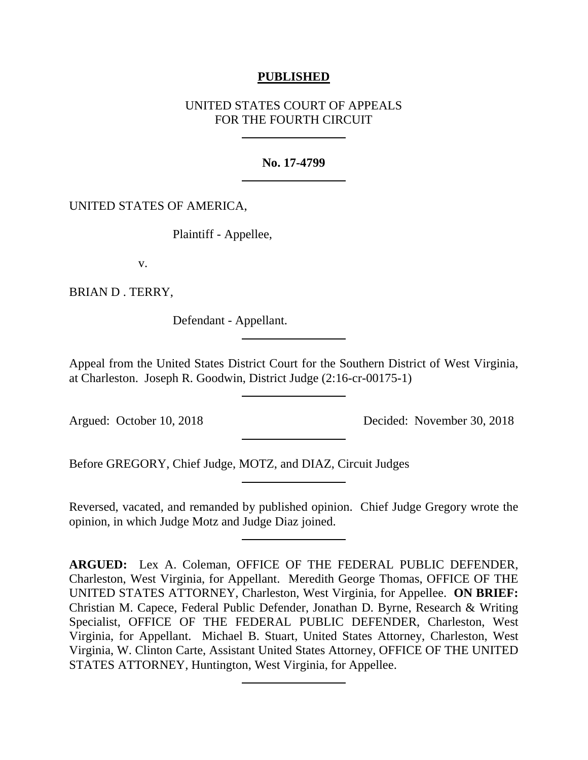**PUBLISHED**

UNITED STATES COURT OF APPEALS
FOR THE FOURTH CIRCUIT

---

**No. 17-4799**

---

UNITED STATES OF AMERICA,

Plaintiff - Appellee,

v.

BRIAN D . TERRY,

Defendant - Appellant.

---

Appeal from the United States District Court for the Southern District of West Virginia, at Charleston. Joseph R. Goodwin, District Judge (2:16-cr-00175-1)

---

Argued: October 10, 2018 Decided: November 30, 2018

---

Before GREGORY, Chief Judge, MOTZ, and DIAZ, Circuit Judges

---

Reversed, vacated, and remanded by published opinion. Chief Judge Gregory wrote the opinion, in which Judge Motz and Judge Diaz joined.

---

**ARGUED:** Lex A. Coleman, OFFICE OF THE FEDERAL PUBLIC DEFENDER, Charleston, West Virginia, for Appellant. Meredith George Thomas, OFFICE OF THE UNITED STATES ATTORNEY, Charleston, West Virginia, for Appellee. **ON BRIEF:** Christian M. Capece, Federal Public Defender, Jonathan D. Byrne, Research & Writing Specialist, OFFICE OF THE FEDERAL PUBLIC DEFENDER, Charleston, West Virginia, for Appellant. Michael B. Stuart, United States Attorney, Charleston, West Virginia, W. Clinton Carte, Assistant United States Attorney, OFFICE OF THE UNITED STATES ATTORNEY, Huntington, West Virginia, for Appellee.

---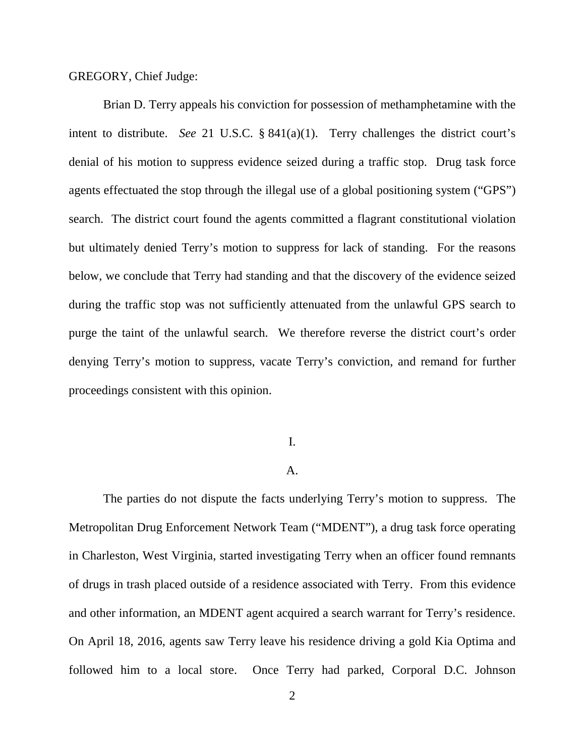GREGORY, Chief Judge:

Brian D. Terry appeals his conviction for possession of methamphetamine with the intent to distribute. *See* 21 U.S.C. § 841(a)(1). Terry challenges the district court's denial of his motion to suppress evidence seized during a traffic stop. Drug task force agents effectuated the stop through the illegal use of a global positioning system ("GPS") search. The district court found the agents committed a flagrant constitutional violation but ultimately denied Terry's motion to suppress for lack of standing. For the reasons below, we conclude that Terry had standing and that the discovery of the evidence seized during the traffic stop was not sufficiently attenuated from the unlawful GPS search to purge the taint of the unlawful search. We therefore reverse the district court's order denying Terry's motion to suppress, vacate Terry's conviction, and remand for further proceedings consistent with this opinion.

## I.

### A.

The parties do not dispute the facts underlying Terry's motion to suppress. The Metropolitan Drug Enforcement Network Team ("MDENT"), a drug task force operating in Charleston, West Virginia, started investigating Terry when an officer found remnants of drugs in trash placed outside of a residence associated with Terry. From this evidence and other information, an MDENT agent acquired a search warrant for Terry's residence. On April 18, 2016, agents saw Terry leave his residence driving a gold Kia Optima and followed him to a local store. Once Terry had parked, Corporal D.C. Johnson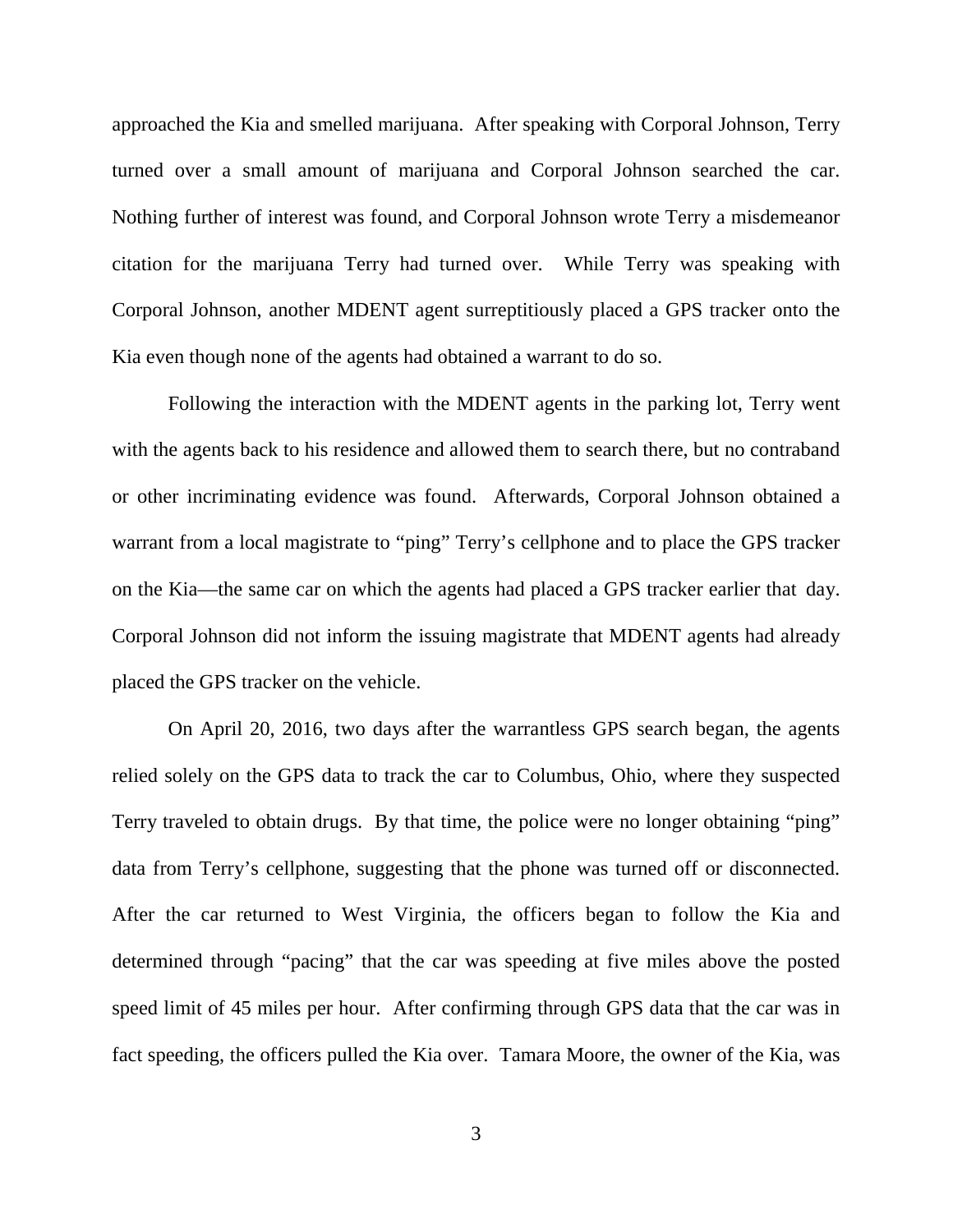approached the Kia and smelled marijuana. After speaking with Corporal Johnson, Terry turned over a small amount of marijuana and Corporal Johnson searched the car. Nothing further of interest was found, and Corporal Johnson wrote Terry a misdemeanor citation for the marijuana Terry had turned over. While Terry was speaking with Corporal Johnson, another MDENT agent surreptitiously placed a GPS tracker onto the Kia even though none of the agents had obtained a warrant to do so.

Following the interaction with the MDENT agents in the parking lot, Terry went with the agents back to his residence and allowed them to search there, but no contraband or other incriminating evidence was found. Afterwards, Corporal Johnson obtained a warrant from a local magistrate to "ping" Terry's cellphone and to place the GPS tracker on the Kia—the same car on which the agents had placed a GPS tracker earlier that day. Corporal Johnson did not inform the issuing magistrate that MDENT agents had already placed the GPS tracker on the vehicle.

On April 20, 2016, two days after the warrantless GPS search began, the agents relied solely on the GPS data to track the car to Columbus, Ohio, where they suspected Terry traveled to obtain drugs. By that time, the police were no longer obtaining "ping" data from Terry's cellphone, suggesting that the phone was turned off or disconnected. After the car returned to West Virginia, the officers began to follow the Kia and determined through "pacing" that the car was speeding at five miles above the posted speed limit of 45 miles per hour. After confirming through GPS data that the car was in fact speeding, the officers pulled the Kia over. Tamara Moore, the owner of the Kia, was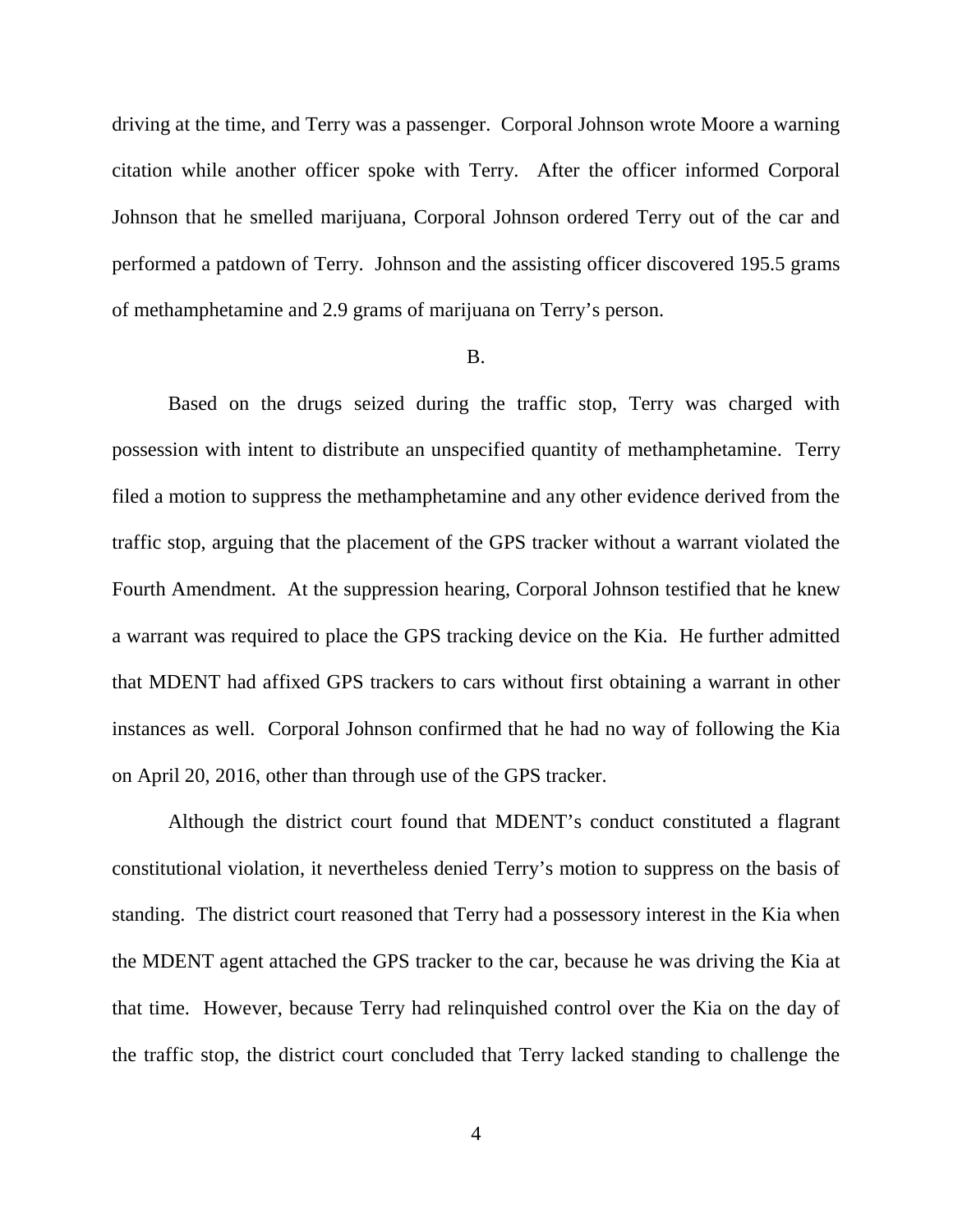driving at the time, and Terry was a passenger. Corporal Johnson wrote Moore a warning citation while another officer spoke with Terry. After the officer informed Corporal Johnson that he smelled marijuana, Corporal Johnson ordered Terry out of the car and performed a patdown of Terry. Johnson and the assisting officer discovered 195.5 grams of methamphetamine and 2.9 grams of marijuana on Terry's person.

B.

Based on the drugs seized during the traffic stop, Terry was charged with possession with intent to distribute an unspecified quantity of methamphetamine. Terry filed a motion to suppress the methamphetamine and any other evidence derived from the traffic stop, arguing that the placement of the GPS tracker without a warrant violated the Fourth Amendment. At the suppression hearing, Corporal Johnson testified that he knew a warrant was required to place the GPS tracking device on the Kia. He further admitted that MDENT had affixed GPS trackers to cars without first obtaining a warrant in other instances as well. Corporal Johnson confirmed that he had no way of following the Kia on April 20, 2016, other than through use of the GPS tracker.

Although the district court found that MDENT's conduct constituted a flagrant constitutional violation, it nevertheless denied Terry's motion to suppress on the basis of standing. The district court reasoned that Terry had a possessory interest in the Kia when the MDENT agent attached the GPS tracker to the car, because he was driving the Kia at that time. However, because Terry had relinquished control over the Kia on the day of the traffic stop, the district court concluded that Terry lacked standing to challenge the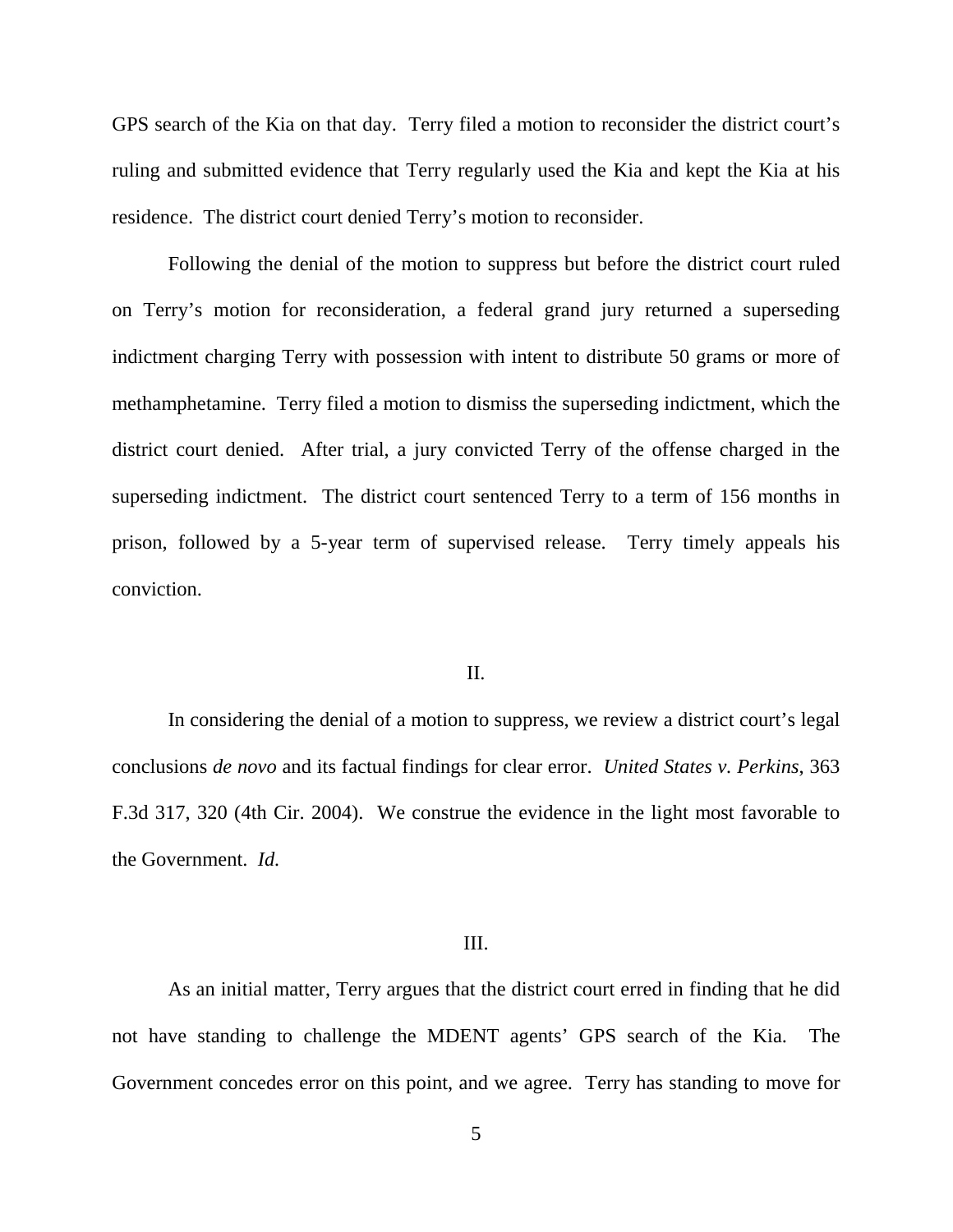GPS search of the Kia on that day. Terry filed a motion to reconsider the district court's ruling and submitted evidence that Terry regularly used the Kia and kept the Kia at his residence. The district court denied Terry's motion to reconsider.

Following the denial of the motion to suppress but before the district court ruled on Terry's motion for reconsideration, a federal grand jury returned a superseding indictment charging Terry with possession with intent to distribute 50 grams or more of methamphetamine. Terry filed a motion to dismiss the superseding indictment, which the district court denied. After trial, a jury convicted Terry of the offense charged in the superseding indictment. The district court sentenced Terry to a term of 156 months in prison, followed by a 5-year term of supervised release. Terry timely appeals his conviction.

## II.

In considering the denial of a motion to suppress, we review a district court's legal conclusions *de novo* and its factual findings for clear error. *United States v. Perkins*, 363 F.3d 317, 320 (4th Cir. 2004). We construe the evidence in the light most favorable to the Government. *Id.*

## III.

As an initial matter, Terry argues that the district court erred in finding that he did not have standing to challenge the MDENT agents' GPS search of the Kia. The Government concedes error on this point, and we agree. Terry has standing to move for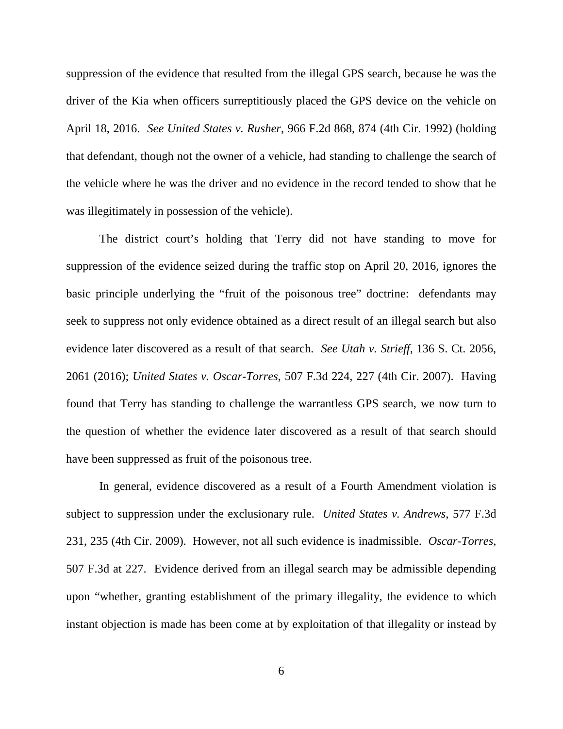suppression of the evidence that resulted from the illegal GPS search, because he was the driver of the Kia when officers surreptitiously placed the GPS device on the vehicle on April 18, 2016. *See United States v. Rusher*, 966 F.2d 868, 874 (4th Cir. 1992) (holding that defendant, though not the owner of a vehicle, had standing to challenge the search of the vehicle where he was the driver and no evidence in the record tended to show that he was illegitimately in possession of the vehicle).

The district court's holding that Terry did not have standing to move for suppression of the evidence seized during the traffic stop on April 20, 2016, ignores the basic principle underlying the "fruit of the poisonous tree" doctrine: defendants may seek to suppress not only evidence obtained as a direct result of an illegal search but also evidence later discovered as a result of that search. *See Utah v. Strieff*, 136 S. Ct. 2056, 2061 (2016); *United States v. Oscar-Torres*, 507 F.3d 224, 227 (4th Cir. 2007). Having found that Terry has standing to challenge the warrantless GPS search, we now turn to the question of whether the evidence later discovered as a result of that search should have been suppressed as fruit of the poisonous tree.

In general, evidence discovered as a result of a Fourth Amendment violation is subject to suppression under the exclusionary rule. *United States v. Andrews*, 577 F.3d 231, 235 (4th Cir. 2009). However, not all such evidence is inadmissible. *Oscar-Torres*, 507 F.3d at 227. Evidence derived from an illegal search may be admissible depending upon "whether, granting establishment of the primary illegality, the evidence to which instant objection is made has been come at by exploitation of that illegality or instead by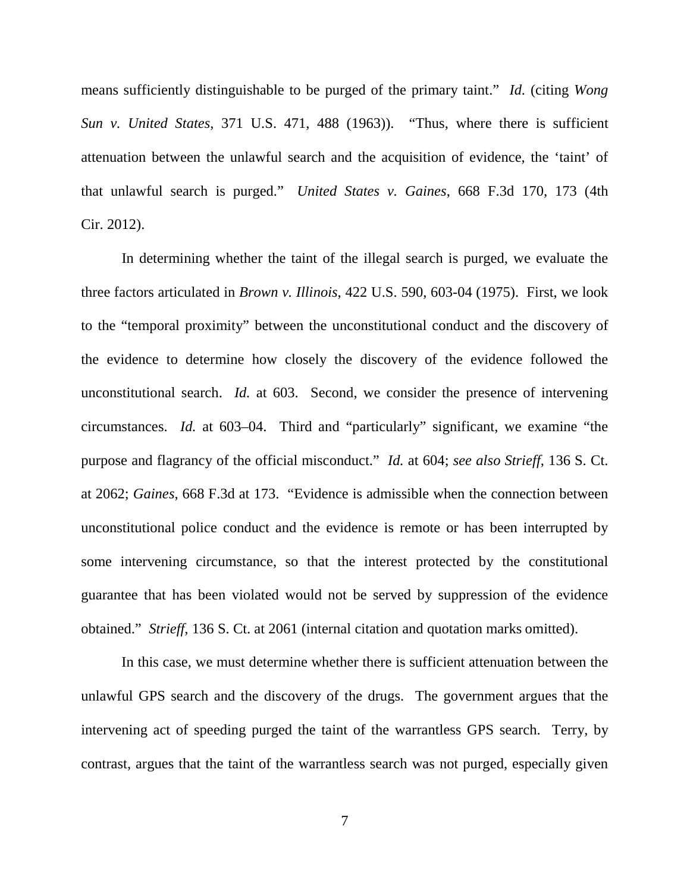means sufficiently distinguishable to be purged of the primary taint." *Id.* (citing *Wong Sun v. United States*, 371 U.S. 471, 488 (1963)). "Thus, where there is sufficient attenuation between the unlawful search and the acquisition of evidence, the 'taint' of that unlawful search is purged." *United States v. Gaines*, 668 F.3d 170, 173 (4th Cir. 2012).

In determining whether the taint of the illegal search is purged, we evaluate the three factors articulated in *Brown v. Illinois*, 422 U.S. 590, 603-04 (1975). First, we look to the "temporal proximity" between the unconstitutional conduct and the discovery of the evidence to determine how closely the discovery of the evidence followed the unconstitutional search. *Id.* at 603. Second, we consider the presence of intervening circumstances. *Id.* at 603–04. Third and "particularly" significant, we examine "the purpose and flagrancy of the official misconduct." *Id.* at 604; *see also Strieff*, 136 S. Ct. at 2062; *Gaines*, 668 F.3d at 173. "Evidence is admissible when the connection between unconstitutional police conduct and the evidence is remote or has been interrupted by some intervening circumstance, so that the interest protected by the constitutional guarantee that has been violated would not be served by suppression of the evidence obtained." *Strieff*, 136 S. Ct. at 2061 (internal citation and quotation marks omitted).

In this case, we must determine whether there is sufficient attenuation between the unlawful GPS search and the discovery of the drugs. The government argues that the intervening act of speeding purged the taint of the warrantless GPS search. Terry, by contrast, argues that the taint of the warrantless search was not purged, especially given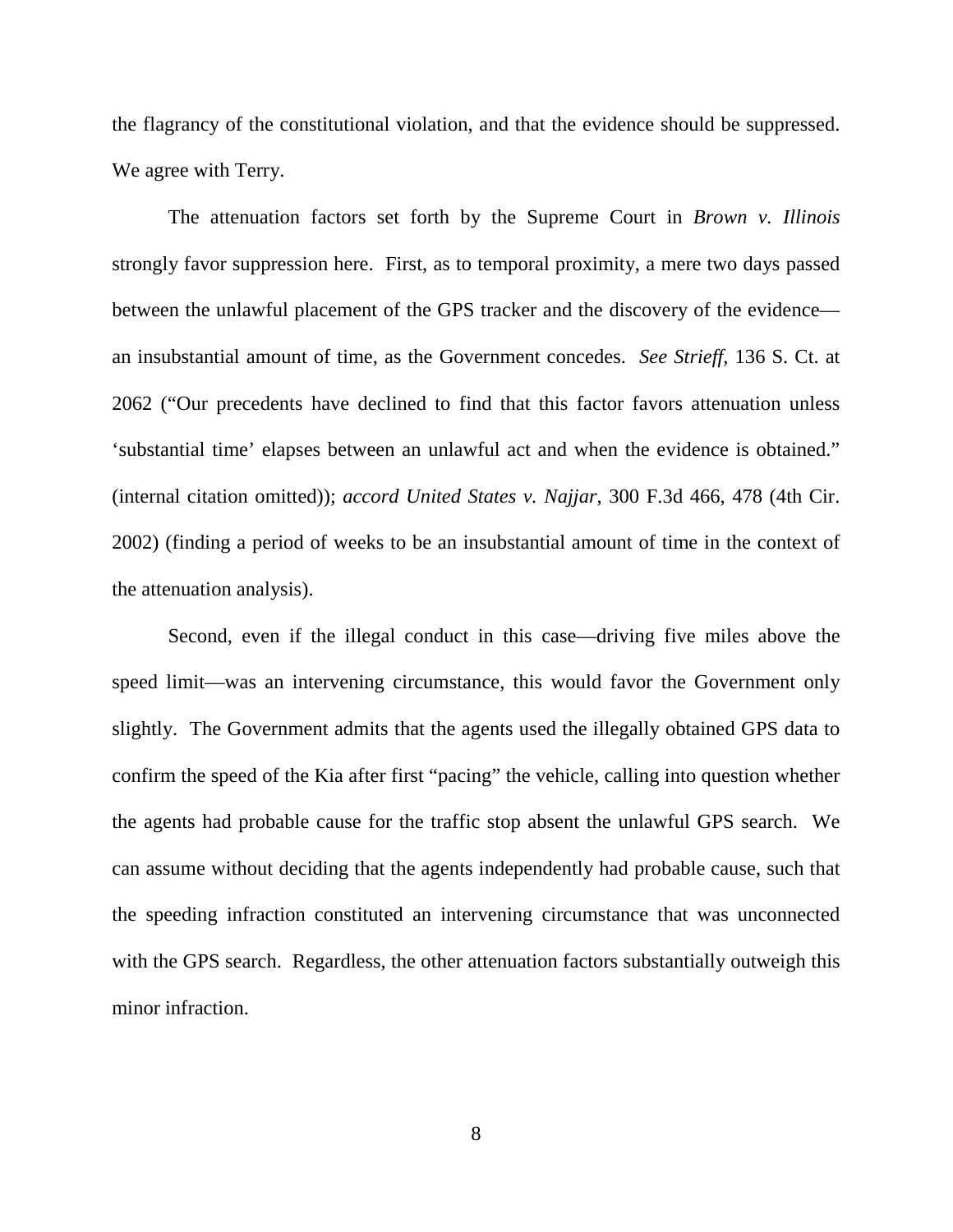the flagrancy of the constitutional violation, and that the evidence should be suppressed. We agree with Terry.

The attenuation factors set forth by the Supreme Court in *Brown v. Illinois* strongly favor suppression here. First, as to temporal proximity, a mere two days passed between the unlawful placement of the GPS tracker and the discovery of the evidence—an insubstantial amount of time, as the Government concedes. *See Strieff*, 136 S. Ct. at 2062 ("Our precedents have declined to find that this factor favors attenuation unless 'substantial time' elapses between an unlawful act and when the evidence is obtained." (internal citation omitted)); *accord United States v. Najjar*, 300 F.3d 466, 478 (4th Cir. 2002) (finding a period of weeks to be an insubstantial amount of time in the context of the attenuation analysis).

Second, even if the illegal conduct in this case—driving five miles above the speed limit—was an intervening circumstance, this would favor the Government only slightly. The Government admits that the agents used the illegally obtained GPS data to confirm the speed of the Kia after first "pacing" the vehicle, calling into question whether the agents had probable cause for the traffic stop absent the unlawful GPS search. We can assume without deciding that the agents independently had probable cause, such that the speeding infraction constituted an intervening circumstance that was unconnected with the GPS search. Regardless, the other attenuation factors substantially outweigh this minor infraction.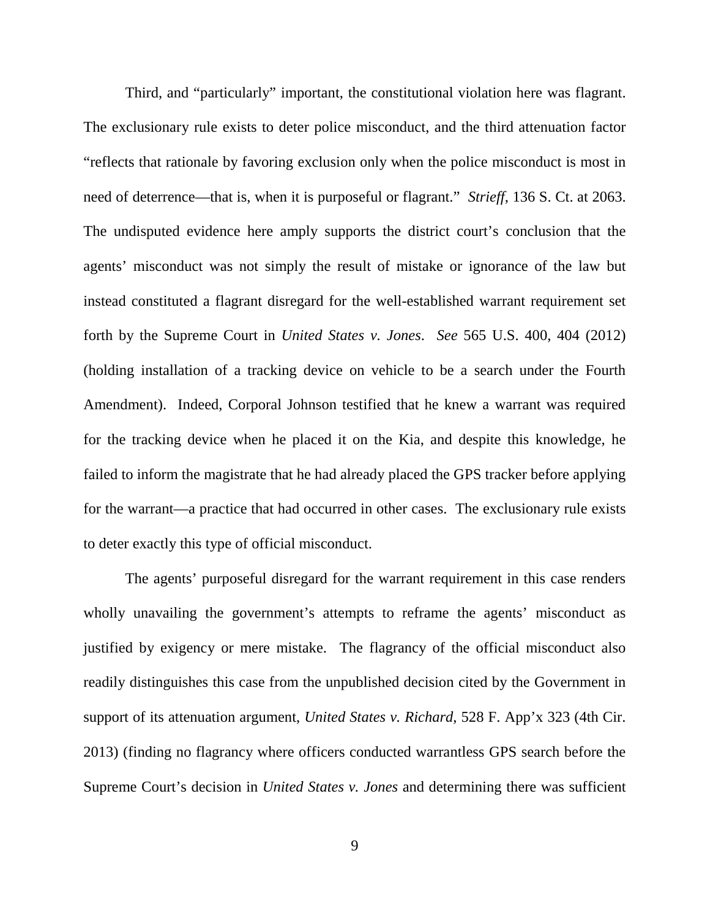Third, and "particularly" important, the constitutional violation here was flagrant. The exclusionary rule exists to deter police misconduct, and the third attenuation factor "reflects that rationale by favoring exclusion only when the police misconduct is most in need of deterrence—that is, when it is purposeful or flagrant." *Strieff*, 136 S. Ct. at 2063. The undisputed evidence here amply supports the district court's conclusion that the agents' misconduct was not simply the result of mistake or ignorance of the law but instead constituted a flagrant disregard for the well-established warrant requirement set forth by the Supreme Court in *United States v. Jones*. *See* 565 U.S. 400, 404 (2012) (holding installation of a tracking device on vehicle to be a search under the Fourth Amendment). Indeed, Corporal Johnson testified that he knew a warrant was required for the tracking device when he placed it on the Kia, and despite this knowledge, he failed to inform the magistrate that he had already placed the GPS tracker before applying for the warrant—a practice that had occurred in other cases. The exclusionary rule exists to deter exactly this type of official misconduct.

The agents' purposeful disregard for the warrant requirement in this case renders wholly unavailing the government's attempts to reframe the agents' misconduct as justified by exigency or mere mistake. The flagrancy of the official misconduct also readily distinguishes this case from the unpublished decision cited by the Government in support of its attenuation argument, *United States v. Richard*, 528 F. App'x 323 (4th Cir. 2013) (finding no flagrancy where officers conducted warrantless GPS search before the Supreme Court's decision in *United States v. Jones* and determining there was sufficient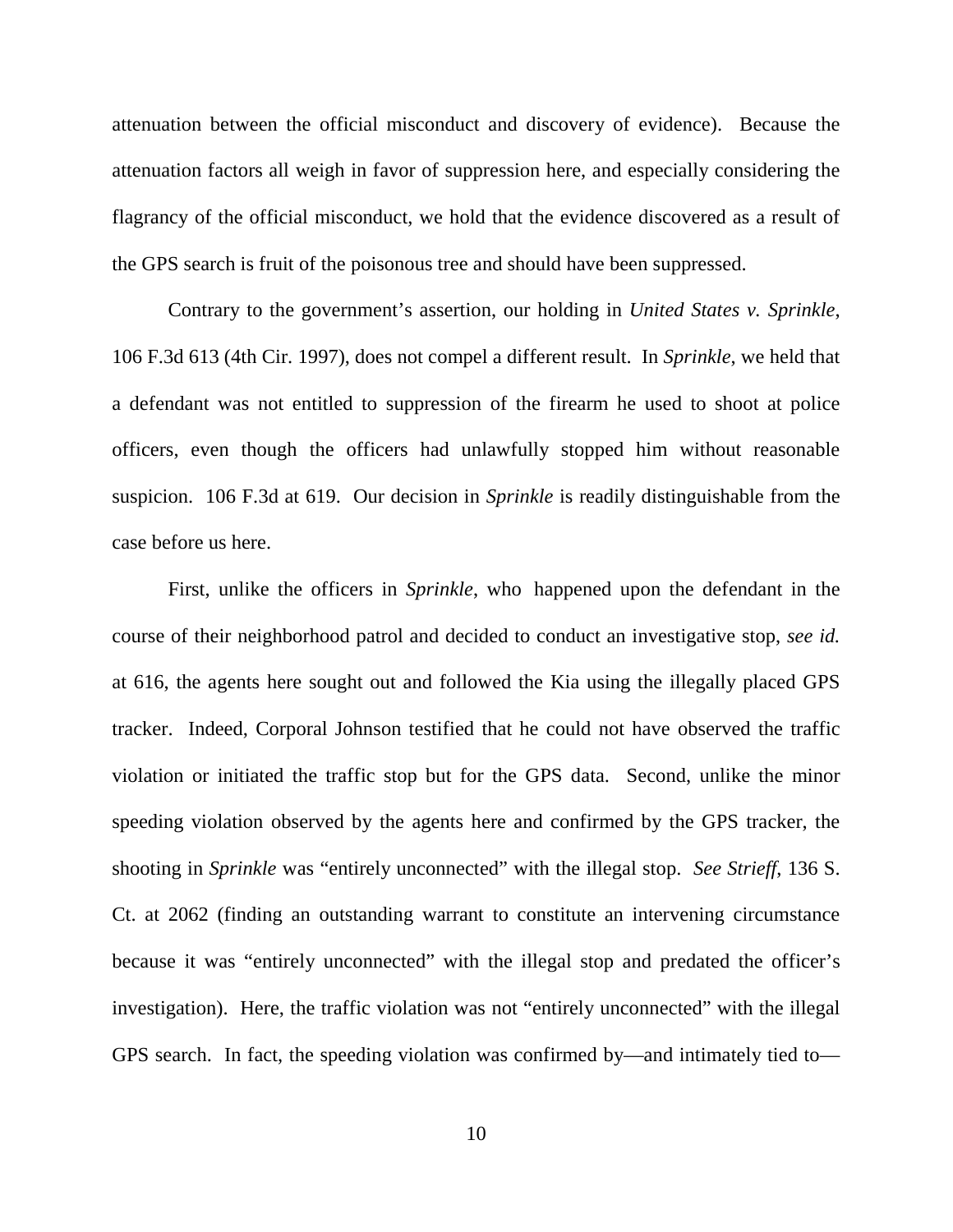attenuation between the official misconduct and discovery of evidence). Because the attenuation factors all weigh in favor of suppression here, and especially considering the flagrancy of the official misconduct, we hold that the evidence discovered as a result of the GPS search is fruit of the poisonous tree and should have been suppressed.

Contrary to the government's assertion, our holding in *United States v. Sprinkle*, 106 F.3d 613 (4th Cir. 1997), does not compel a different result. In *Sprinkle*, we held that a defendant was not entitled to suppression of the firearm he used to shoot at police officers, even though the officers had unlawfully stopped him without reasonable suspicion. 106 F.3d at 619. Our decision in *Sprinkle* is readily distinguishable from the case before us here.

First, unlike the officers in *Sprinkle*, who happened upon the defendant in the course of their neighborhood patrol and decided to conduct an investigative stop, *see id.* at 616, the agents here sought out and followed the Kia using the illegally placed GPS tracker. Indeed, Corporal Johnson testified that he could not have observed the traffic violation or initiated the traffic stop but for the GPS data. Second, unlike the minor speeding violation observed by the agents here and confirmed by the GPS tracker, the shooting in *Sprinkle* was "entirely unconnected" with the illegal stop. *See Strieff*, 136 S. Ct. at 2062 (finding an outstanding warrant to constitute an intervening circumstance because it was "entirely unconnected" with the illegal stop and predated the officer's investigation). Here, the traffic violation was not "entirely unconnected" with the illegal GPS search. In fact, the speeding violation was confirmed by—and intimately tied to—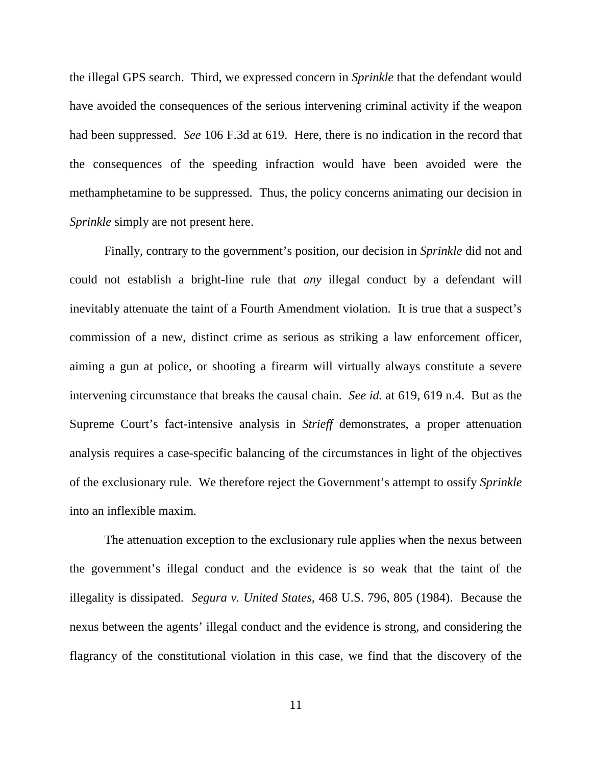the illegal GPS search. Third, we expressed concern in *Sprinkle* that the defendant would have avoided the consequences of the serious intervening criminal activity if the weapon had been suppressed. *See* 106 F.3d at 619. Here, there is no indication in the record that the consequences of the speeding infraction would have been avoided were the methamphetamine to be suppressed. Thus, the policy concerns animating our decision in *Sprinkle* simply are not present here.

Finally, contrary to the government's position, our decision in *Sprinkle* did not and could not establish a bright-line rule that *any* illegal conduct by a defendant will inevitably attenuate the taint of a Fourth Amendment violation. It is true that a suspect's commission of a new, distinct crime as serious as striking a law enforcement officer, aiming a gun at police, or shooting a firearm will virtually always constitute a severe intervening circumstance that breaks the causal chain. *See id.* at 619, 619 n.4. But as the Supreme Court's fact-intensive analysis in *Strieff* demonstrates, a proper attenuation analysis requires a case-specific balancing of the circumstances in light of the objectives of the exclusionary rule. We therefore reject the Government's attempt to ossify *Sprinkle* into an inflexible maxim.

The attenuation exception to the exclusionary rule applies when the nexus between the government's illegal conduct and the evidence is so weak that the taint of the illegality is dissipated. *Segura v. United States*, 468 U.S. 796, 805 (1984). Because the nexus between the agents' illegal conduct and the evidence is strong, and considering the flagrancy of the constitutional violation in this case, we find that the discovery of the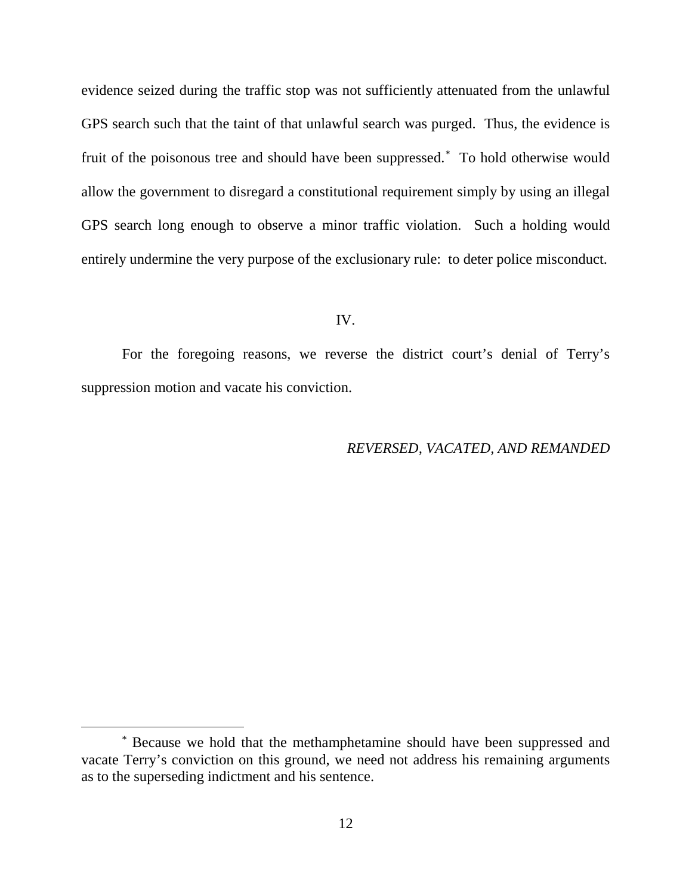evidence seized during the traffic stop was not sufficiently attenuated from the unlawful GPS search such that the taint of that unlawful search was purged. Thus, the evidence is fruit of the poisonous tree and should have been suppressed.[*] To hold otherwise would allow the government to disregard a constitutional requirement simply by using an illegal GPS search long enough to observe a minor traffic violation. Such a holding would entirely undermine the very purpose of the exclusionary rule: to deter police misconduct.

## IV.

For the foregoing reasons, we reverse the district court's denial of Terry's suppression motion and vacate his conviction.

*REVERSED, VACATED, AND REMANDED*

---

[*] Because we hold that the methamphetamine should have been suppressed and vacate Terry's conviction on this ground, we need not address his remaining arguments as to the superseding indictment and his sentence.